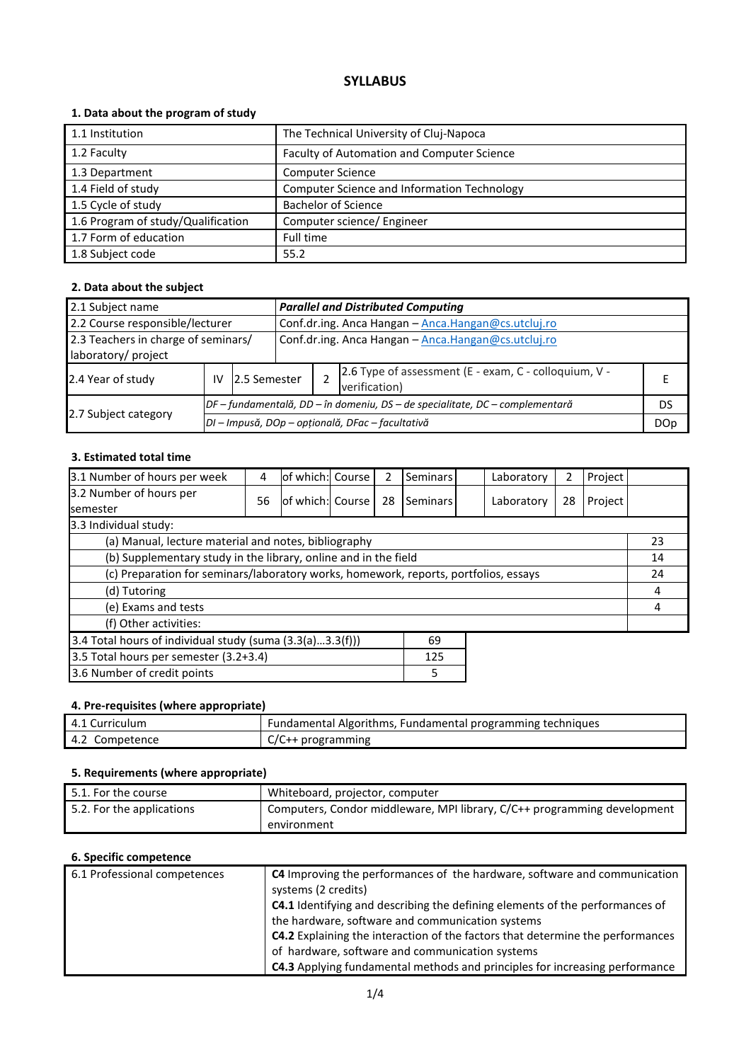# SYLLABUS

## 1. Data about the program of study

| | |
|---|---|
| 1.1 Institution | The Technical University of Cluj-Napoca |
| 1.2 Faculty | Faculty of Automation and Computer Science |
| 1.3 Department | Computer Science |
| 1.4 Field of study | Computer Science and Information Technology |
| 1.5 Cycle of study | Bachelor of Science |
| 1.6 Program of study/Qualification | Computer science/ Engineer |
| 1.7 Form of education | Full time |
| 1.8 Subject code | 55.2 |

## 2. Data about the subject

| | | | | | |
|---|---|---|---|---|---|
| 2.1 Subject name | ***Parallel and Distributed Computing*** | | | | |
| 2.2 Course responsible/lecturer | Conf.dr.ing. Anca Hangan – Anca.Hangan@cs.utcluj.ro | | | | |
| 2.3 Teachers in charge of seminars/ laboratory/ project | Conf.dr.ing. Anca Hangan – Anca.Hangan@cs.utcluj.ro | | | | |
| 2.4 Year of study | IV | 2.5 Semester | 2 | 2.6 Type of assessment (E - exam, C - colloquium, V - verification) | E |
| 2.7 Subject category | *DF – fundamentală, DD – în domeniu, DS – de specialitate, DC – complementară* | | | | DS |
| | *DI – Impusă, DOp – opțională, DFac – facultativă* | | | | DOp |

## 3. Estimated total time

| | | | | | | | | | | |
|---|---|---|---|---|---|---|---|---|---|---|
| 3.1 Number of hours per week | 4 | of which: | Course | 2 | Seminars | | Laboratory | 2 | Project | |
| 3.2 Number of hours per semester | 56 | of which: | Course | 28 | Seminars | | Laboratory | 28 | Project | |
| 3.3 Individual study: | | | | | | | | | | |
| (a) Manual, lecture material and notes, bibliography | | | | | | | | | | 23 |
| (b) Supplementary study in the library, online and in the field | | | | | | | | | | 14 |
| (c) Preparation for seminars/laboratory works, homework, reports, portfolios, essays | | | | | | | | | | 24 |
| (d) Tutoring | | | | | | | | | | 4 |
| (e) Exams and tests | | | | | | | | | | 4 |
| (f) Other activities: | | | | | | | | | | |

| | |
|---|---|
| 3.4 Total hours of individual study (suma (3.3(a)...3.3(f))) | 69 |
| 3.5 Total hours per semester (3.2+3.4) | 125 |
| 3.6 Number of credit points | 5 |

## 4. Pre-requisites (where appropriate)

| | |
|---|---|
| 4.1 Curriculum | Fundamental Algorithms, Fundamental programming techniques |
| 4.2 Competence | C/C++ programming |

## 5. Requirements (where appropriate)

| | |
|---|---|
| 5.1. For the course | Whiteboard, projector, computer |
| 5.2. For the applications | Computers, Condor middleware, MPI library, C/C++ programming development environment |

## 6. Specific competence

| | |
|---|---|
| 6.1 Professional competences | **C4** Improving the performances of the hardware, software and communication systems (2 credits)<br>**C4.1** Identifying and describing the defining elements of the performances of the hardware, software and communication systems<br>**C4.2** Explaining the interaction of the factors that determine the performances of hardware, software and communication systems<br>**C4.3** Applying fundamental methods and principles for increasing performance |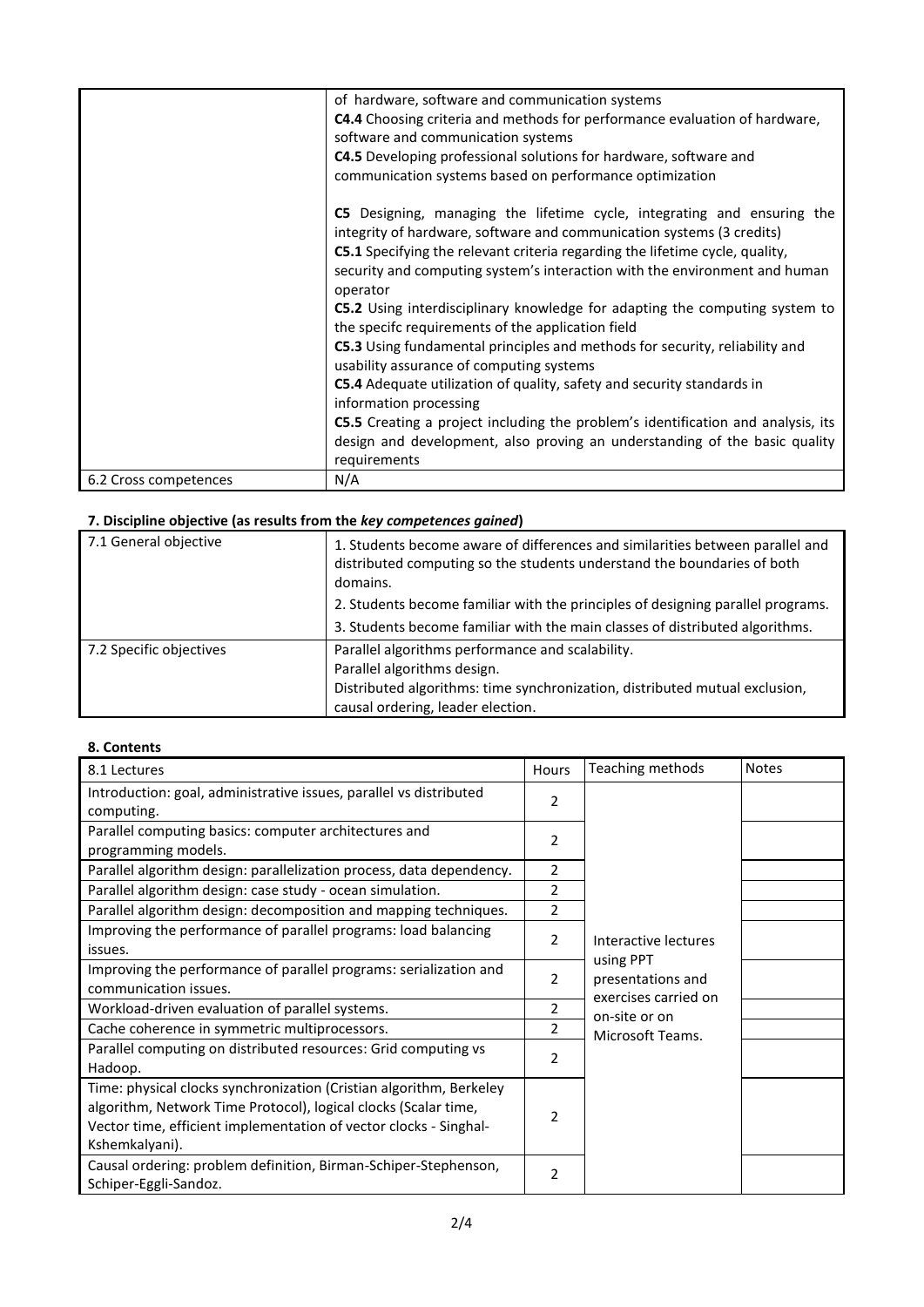| | of hardware, software and communication systems<br>**C4.4** Choosing criteria and methods for performance evaluation of hardware, software and communication systems<br>**C4.5** Developing professional solutions for hardware, software and communication systems based on performance optimization<br><br>**C5** Designing, managing the lifetime cycle, integrating and ensuring the integrity of hardware, software and communication systems (3 credits)<br>**C5.1** Specifying the relevant criteria regarding the lifetime cycle, quality, security and computing system's interaction with the environment and human operator<br>**C5.2** Using interdisciplinary knowledge for adapting the computing system to the specifc requirements of the application field<br>**C5.3** Using fundamental principles and methods for security, reliability and usability assurance of computing systems<br>**C5.4** Adequate utilization of quality, safety and security standards in information processing<br>**C5.5** Creating a project including the problem's identification and analysis, its design and development, also proving an understanding of the basic quality requirements |
|---|---|
| 6.2 Cross competences | N/A |

### 7. Discipline objective (as results from the *key competences gained*)

| 7.1 General objective | 1. Students become aware of differences and similarities between parallel and distributed computing so the students understand the boundaries of both domains.<br>2. Students become familiar with the principles of designing parallel programs.<br>3. Students become familiar with the main classes of distributed algorithms. |
|---|---|
| 7.2 Specific objectives | Parallel algorithms performance and scalability.<br>Parallel algorithms design.<br>Distributed algorithms: time synchronization, distributed mutual exclusion, causal ordering, leader election. |

### 8. Contents

| 8.1 Lectures | Hours | Teaching methods | Notes |
|---|---|---|---|
| Introduction: goal, administrative issues, parallel vs distributed computing. | 2 | Interactive lectures using PPT presentations and exercises carried on on-site or on Microsoft Teams. | |
| Parallel computing basics: computer architectures and programming models. | 2 | | |
| Parallel algorithm design: parallelization process, data dependency. | 2 | | |
| Parallel algorithm design: case study - ocean simulation. | 2 | | |
| Parallel algorithm design: decomposition and mapping techniques. | 2 | | |
| Improving the performance of parallel programs: load balancing issues. | 2 | | |
| Improving the performance of parallel programs: serialization and communication issues. | 2 | | |
| Workload-driven evaluation of parallel systems. | 2 | | |
| Cache coherence in symmetric multiprocessors. | 2 | | |
| Parallel computing on distributed resources: Grid computing vs Hadoop. | 2 | | |
| Time: physical clocks synchronization (Cristian algorithm, Berkeley algorithm, Network Time Protocol), logical clocks (Scalar time, Vector time, efficient implementation of vector clocks - Singhal-Kshemkalyani). | 2 | | |
| Causal ordering: problem definition, Birman-Schiper-Stephenson, Schiper-Eggli-Sandoz. | 2 | | |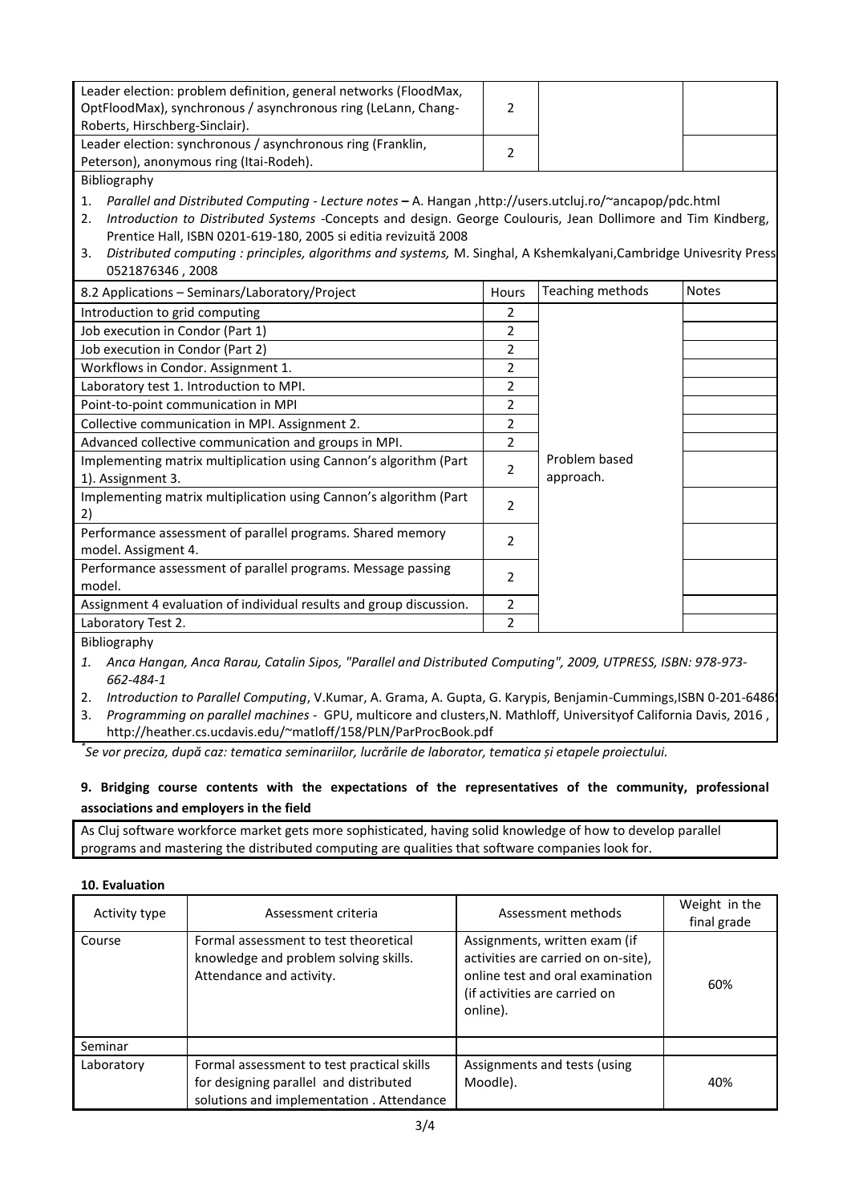| | | | |
|---|---|---|---|
| Leader election: problem definition, general networks (FloodMax, OptFloodMax), synchronous / asynchronous ring (LeLann, Chang-Roberts, Hirschberg-Sinclair). | 2 | | |
| Leader election: synchronous / asynchronous ring (Franklin, Peterson), anonymous ring (Itai-Rodeh). | 2 | | |

Bibliography

1. *Parallel and Distributed Computing - Lecture notes* **–** A. Hangan ,http://users.utcluj.ro/~ancapop/pdc.html
2. *Introduction to Distributed Systems* -Concepts and design. George Coulouris, Jean Dollimore and Tim Kindberg, Prentice Hall, ISBN 0201-619-180, 2005 si editia revizuită 2008
3. *Distributed computing : principles, algorithms and systems,* M. Singhal, A Kshemkalyani,Cambridge Univesrity Press 0521876346 , 2008

| 8.2 Applications – Seminars/Laboratory/Project | Hours | Teaching methods | Notes |
|---|---|---|---|
| Introduction to grid computing | 2 | Problem based approach. | |
| Job execution in Condor (Part 1) | 2 | | |
| Job execution in Condor (Part 2) | 2 | | |
| Workflows in Condor. Assignment 1. | 2 | | |
| Laboratory test 1. Introduction to MPI. | 2 | | |
| Point-to-point communication in MPI | 2 | | |
| Collective communication in MPI. Assignment 2. | 2 | | |
| Advanced collective communication and groups in MPI. | 2 | | |
| Implementing matrix multiplication using Cannon's algorithm (Part 1). Assignment 3. | 2 | | |
| Implementing matrix multiplication using Cannon's algorithm (Part 2) | 2 | | |
| Performance assessment of parallel programs. Shared memory model. Assigment 4. | 2 | | |
| Performance assessment of parallel programs. Message passing model. | 2 | | |
| Assignment 4 evaluation of individual results and group discussion. | 2 | | |
| Laboratory Test 2. | 2 | | |

Bibliography

1. *Anca Hangan, Anca Rarau, Catalin Sipos, "Parallel and Distributed Computing", 2009, UTPRESS, ISBN: 978-973-662-484-1*
2. *Introduction to Parallel Computing*, V.Kumar, A. Grama, A. Gupta, G. Karypis, Benjamin-Cummings,ISBN 0-201-6486
3. *Programming on parallel machines* - GPU, multicore and clusters,N. Mathloff, Universityof California Davis, 2016 , http://heather.cs.ucdavis.edu/~matloff/158/PLN/ParProcBook.pdf

*Se vor preciza, după caz: tematica seminariilor, lucrările de laborator, tematica și etapele proiectului.*

### 9. Bridging course contents with the expectations of the representatives of the community, professional associations and employers in the field

As Cluj software workforce market gets more sophisticated, having solid knowledge of how to develop parallel programs and mastering the distributed computing are qualities that software companies look for.

### 10. Evaluation

| Activity type | Assessment criteria | Assessment methods | Weight in the final grade |
|---|---|---|---|
| Course | Formal assessment to test theoretical knowledge and problem solving skills. Attendance and activity. | Assignments, written exam (if activities are carried on on-site), online test and oral examination (if activities are carried on online). | 60% |
| Seminar | | | |
| Laboratory | Formal assessment to test practical skills for designing parallel and distributed solutions and implementation . Attendance | Assignments and tests (using Moodle). | 40% |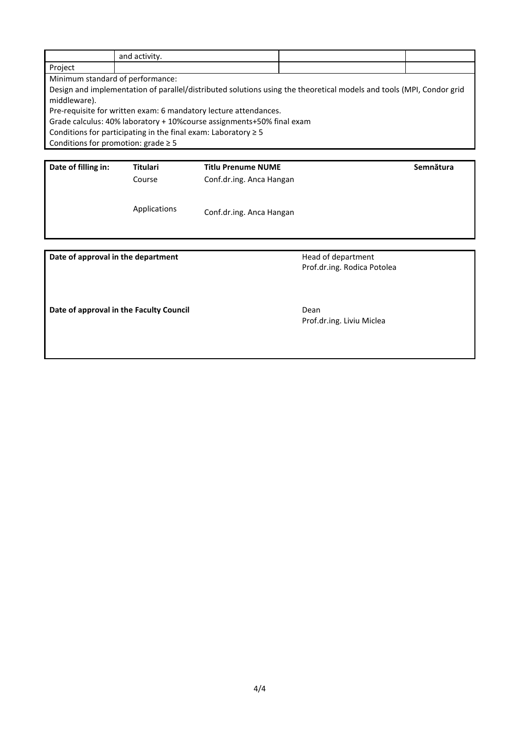| | | | |
|---|---|---|---|
| | and activity. | | |
| Project | | | |

Minimum standard of performance:
Design and implementation of parallel/distributed solutions using the theoretical models and tools (MPI, Condor grid middleware).
Pre-requisite for written exam: 6 mandatory lecture attendances.
Grade calculus: 40% laboratory + 10%course assignments+50% final exam
Conditions for participating in the final exam: Laboratory ≥ 5
Conditions for promotion: grade ≥ 5

| **Date of filling in:** | **Titulari** | **Titlu Prenume NUME** | **Semnătura** |
|---|---|---|---|
| | Course | Conf.dr.ing. Anca Hangan | |
| | Applications | Conf.dr.ing. Anca Hangan | |

| | |
|---|---|
| **Date of approval in the department** | Head of department<br>Prof.dr.ing. Rodica Potolea |
| **Date of approval in the Faculty Council** | Dean<br>Prof.dr.ing. Liviu Miclea |